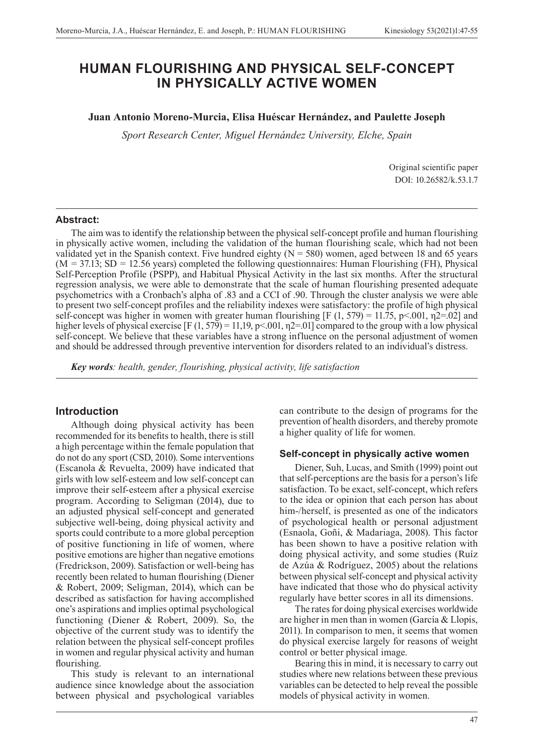# HUMAN FLOURISHING AND PHYSICAL SELF-CONCEPT IN PHYSICALLY ACTIVE WOMEN

**Juan Antonio Moreno-Murcia, Elisa Huéscar Hernández, and Paulette Joseph**

*Sport Research Center, Miguel Hernández University, Elche, Spain*

Original scientific paper
DOI: 10.26582/k.53.1.7

**Abstract:**

The aim was to identify the relationship between the physical self-concept profile and human flourishing in physically active women, including the validation of the human flourishing scale, which had not been validated yet in the Spanish context. Five hundred eighty ($N = 580$) women, aged between 18 and 65 years ($M = 37.13$; $SD = 12.56$ years) completed the following questionnaires: Human Flourishing (FH), Physical Self-Perception Profile (PSPP), and Habitual Physical Activity in the last six months. After the structural regression analysis, we were able to demonstrate that the scale of human flourishing presented adequate psychometrics with a Cronbach's alpha of .83 and a CCI of .90. Through the cluster analysis we were able to present two self-concept profiles and the reliability indexes were satisfactory: the profile of high physical self-concept was higher in women with greater human flourishing [$F(1, 579) = 11.75$, $p<.001$, $\eta 2=.02$] and higher levels of physical exercise [$F(1, 579) = 11,19$, $p<.001$, $\eta 2=.01$] compared to the group with a low physical self-concept. We believe that these variables have a strong influence on the personal adjustment of women and should be addressed through preventive intervention for disorders related to an individual's distress.

***Key words****: health, gender, flourishing, physical activity, life satisfaction*

## Introduction

Although doing physical activity has been recommended for its benefits to health, there is still a high percentage within the female population that do not do any sport (CSD, 2010). Some interventions (Escanola & Revuelta, 2009) have indicated that girls with low self-esteem and low self-concept can improve their self-esteem after a physical exercise program. According to Seligman (2014), due to an adjusted physical self-concept and generated subjective well-being, doing physical activity and sports could contribute to a more global perception of positive functioning in life of women, where positive emotions are higher than negative emotions (Fredrickson, 2009). Satisfaction or well-being has recently been related to human flourishing (Diener & Robert, 2009; Seligman, 2014), which can be described as satisfaction for having accomplished one's aspirations and implies optimal psychological functioning (Diener & Robert, 2009). So, the objective of the current study was to identify the relation between the physical self-concept profiles in women and regular physical activity and human flourishing.

This study is relevant to an international audience since knowledge about the association between physical and psychological variables can contribute to the design of programs for the prevention of health disorders, and thereby promote a higher quality of life for women.

### Self-concept in physically active women

Diener, Suh, Lucas, and Smith (1999) point out that self-perceptions are the basis for a person's life satisfaction. To be exact, self-concept, which refers to the idea or opinion that each person has about him-/herself, is presented as one of the indicators of psychological health or personal adjustment (Esnaola, Goñi, & Madariaga, 2008). This factor has been shown to have a positive relation with doing physical activity, and some studies (Ruíz de Azúa & Rodríguez, 2005) about the relations between physical self-concept and physical activity have indicated that those who do physical activity regularly have better scores in all its dimensions.

The rates for doing physical exercises worldwide are higher in men than in women (García & Llopis, 2011). In comparison to men, it seems that women do physical exercise largely for reasons of weight control or better physical image.

Bearing this in mind, it is necessary to carry out studies where new relations between these previous variables can be detected to help reveal the possible models of physical activity in women.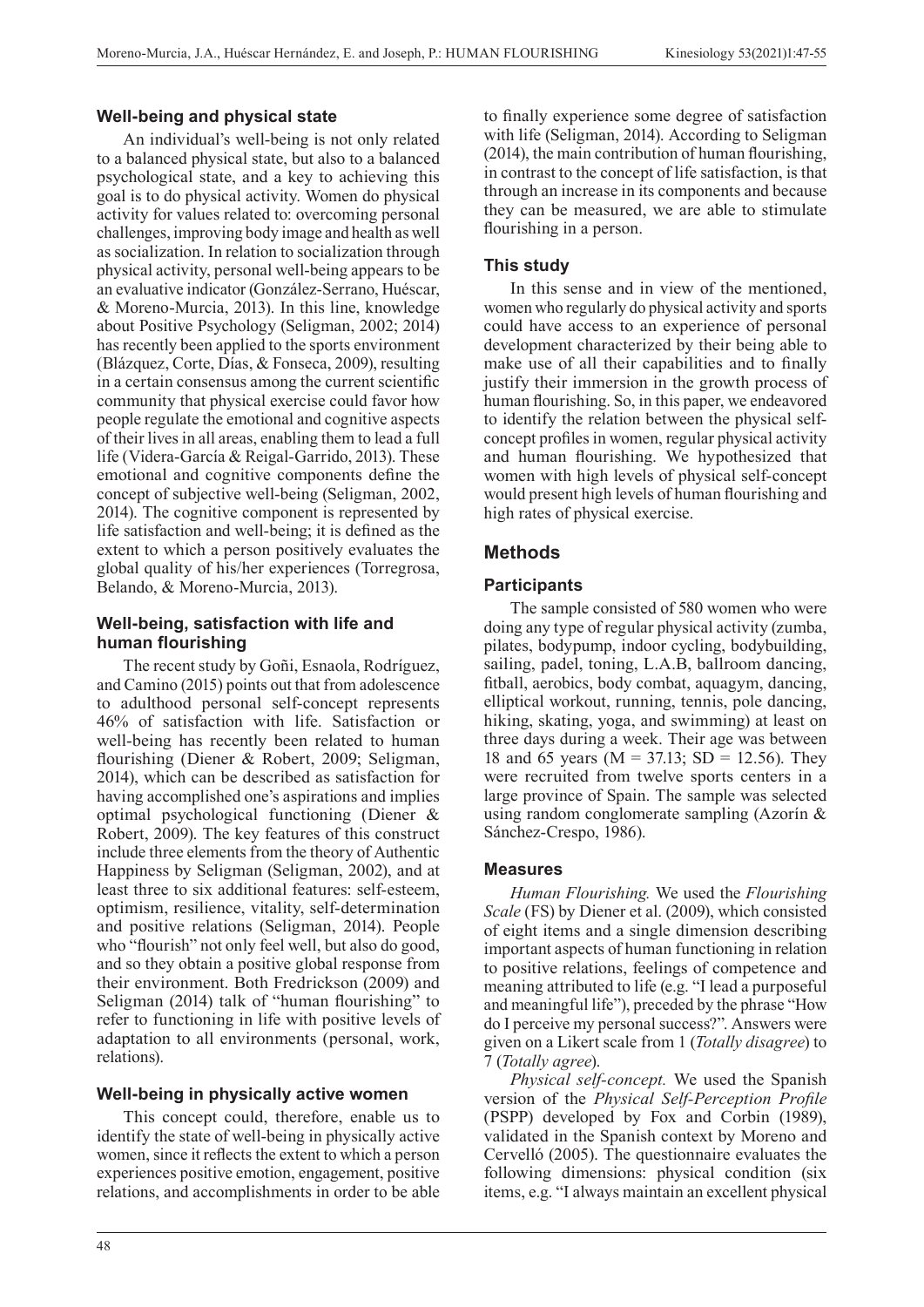### Well-being and physical state

An individual's well-being is not only related to a balanced physical state, but also to a balanced psychological state, and a key to achieving this goal is to do physical activity. Women do physical activity for values related to: overcoming personal challenges, improving body image and health as well as socialization. In relation to socialization through physical activity, personal well-being appears to be an evaluative indicator (González-Serrano, Huéscar, & Moreno-Murcia, 2013). In this line, knowledge about Positive Psychology (Seligman, 2002; 2014) has recently been applied to the sports environment (Blázquez, Corte, Días, & Fonseca, 2009), resulting in a certain consensus among the current scientific community that physical exercise could favor how people regulate the emotional and cognitive aspects of their lives in all areas, enabling them to lead a full life (Videra-García & Reigal-Garrido, 2013). These emotional and cognitive components define the concept of subjective well-being (Seligman, 2002, 2014). The cognitive component is represented by life satisfaction and well-being; it is defined as the extent to which a person positively evaluates the global quality of his/her experiences (Torregrosa, Belando, & Moreno-Murcia, 2013).

### Well-being, satisfaction with life and human flourishing

The recent study by Goñi, Esnaola, Rodríguez, and Camino (2015) points out that from adolescence to adulthood personal self-concept represents 46% of satisfaction with life. Satisfaction or well-being has recently been related to human flourishing (Diener & Robert, 2009; Seligman, 2014), which can be described as satisfaction for having accomplished one's aspirations and implies optimal psychological functioning (Diener & Robert, 2009). The key features of this construct include three elements from the theory of Authentic Happiness by Seligman (Seligman, 2002), and at least three to six additional features: self-esteem, optimism, resilience, vitality, self-determination and positive relations (Seligman, 2014). People who "flourish" not only feel well, but also do good, and so they obtain a positive global response from their environment. Both Fredrickson (2009) and Seligman (2014) talk of "human flourishing" to refer to functioning in life with positive levels of adaptation to all environments (personal, work, relations).

### Well-being in physically active women

This concept could, therefore, enable us to identify the state of well-being in physically active women, since it reflects the extent to which a person experiences positive emotion, engagement, positive relations, and accomplishments in order to be able to finally experience some degree of satisfaction with life (Seligman, 2014). According to Seligman (2014), the main contribution of human flourishing, in contrast to the concept of life satisfaction, is that through an increase in its components and because they can be measured, we are able to stimulate flourishing in a person.

### This study

In this sense and in view of the mentioned, women who regularly do physical activity and sports could have access to an experience of personal development characterized by their being able to make use of all their capabilities and to finally justify their immersion in the growth process of human flourishing. So, in this paper, we endeavored to identify the relation between the physical self-concept profiles in women, regular physical activity and human flourishing. We hypothesized that women with high levels of physical self-concept would present high levels of human flourishing and high rates of physical exercise.

## Methods

### Participants

The sample consisted of 580 women who were doing any type of regular physical activity (zumba, pilates, bodypump, indoor cycling, bodybuilding, sailing, padel, toning, L.A.B, ballroom dancing, fitball, aerobics, body combat, aquagym, dancing, elliptical workout, running, tennis, pole dancing, hiking, skating, yoga, and swimming) at least on three days during a week. Their age was between 18 and 65 years ($M = 37.13$; $SD = 12.56$). They were recruited from twelve sports centers in a large province of Spain. The sample was selected using random conglomerate sampling (Azorín & Sánchez-Crespo, 1986).

### Measures

*Human Flourishing.* We used the *Flourishing Scale* (FS) by Diener et al. (2009), which consisted of eight items and a single dimension describing important aspects of human functioning in relation to positive relations, feelings of competence and meaning attributed to life (e.g. "I lead a purposeful and meaningful life"), preceded by the phrase "How do I perceive my personal success?". Answers were given on a Likert scale from 1 (*Totally disagree*) to 7 (*Totally agree*).

*Physical self-concept.* We used the Spanish version of the *Physical Self-Perception Profile* (PSPP) developed by Fox and Corbin (1989), validated in the Spanish context by Moreno and Cervelló (2005). The questionnaire evaluates the following dimensions: physical condition (six items, e.g. "I always maintain an excellent physical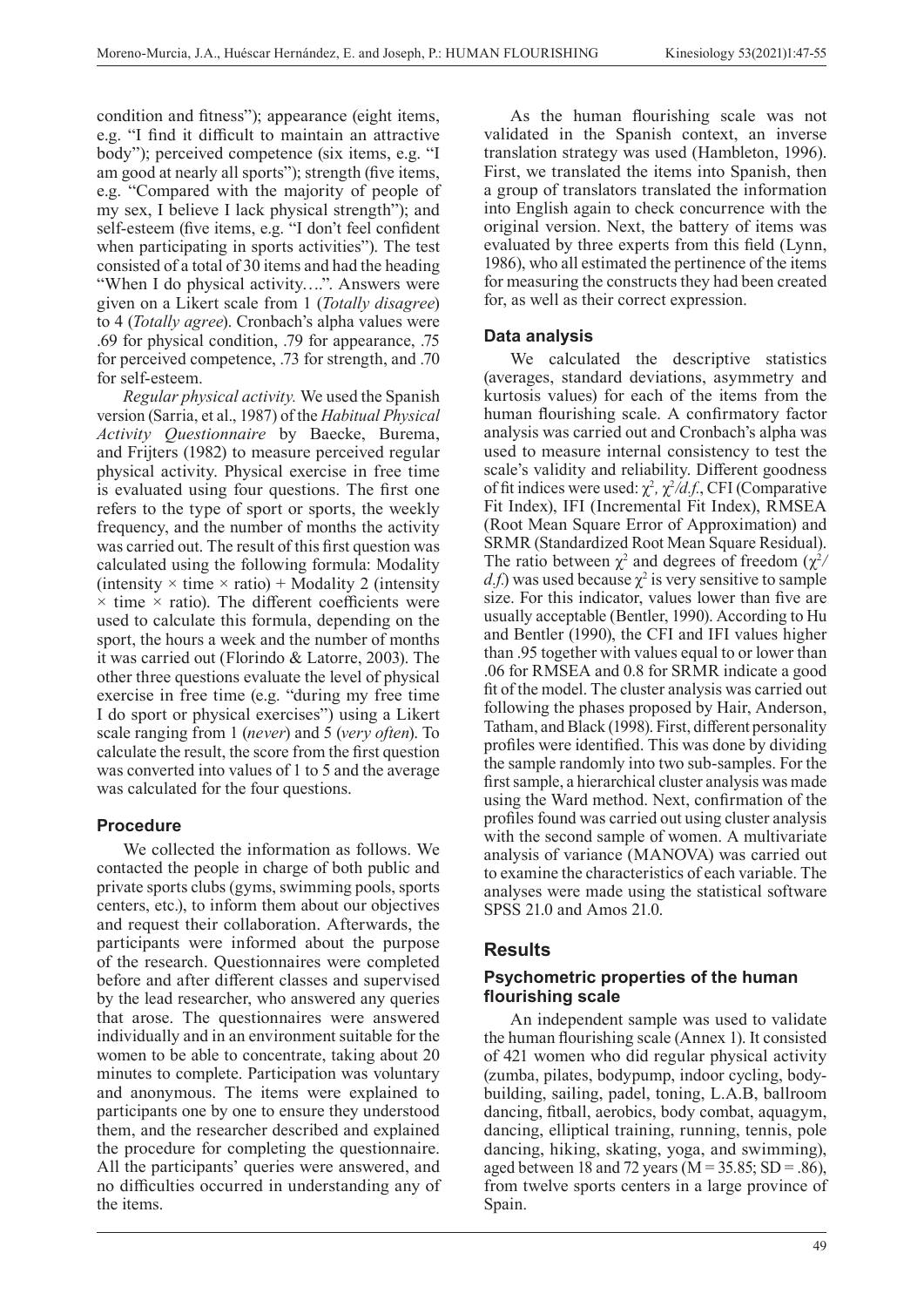condition and fitness"); appearance (eight items, e.g. "I find it difficult to maintain an attractive body"); perceived competence (six items, e.g. "I am good at nearly all sports"); strength (five items, e.g. "Compared with the majority of people of my sex, I believe I lack physical strength"); and self-esteem (five items, e.g. "I don't feel confident when participating in sports activities"). The test consisted of a total of 30 items and had the heading "When I do physical activity….". Answers were given on a Likert scale from 1 (*Totally disagree*) to 4 (*Totally agree*). Cronbach's alpha values were .69 for physical condition, .79 for appearance, .75 for perceived competence, .73 for strength, and .70 for self-esteem.

*Regular physical activity.* We used the Spanish version (Sarria, et al., 1987) of the *Habitual Physical Activity Questionnaire* by Baecke, Burema, and Frijters (1982) to measure perceived regular physical activity. Physical exercise in free time is evaluated using four questions. The first one refers to the type of sport or sports, the weekly frequency, and the number of months the activity was carried out. The result of this first question was calculated using the following formula: Modality (intensity × time × ratio) + Modality 2 (intensity × time × ratio). The different coefficients were used to calculate this formula, depending on the sport, the hours a week and the number of months it was carried out (Florindo & Latorre, 2003). The other three questions evaluate the level of physical exercise in free time (e.g. "during my free time I do sport or physical exercises") using a Likert scale ranging from 1 (*never*) and 5 (*very often*). To calculate the result, the score from the first question was converted into values of 1 to 5 and the average was calculated for the four questions.

### Procedure

We collected the information as follows. We contacted the people in charge of both public and private sports clubs (gyms, swimming pools, sports centers, etc.), to inform them about our objectives and request their collaboration. Afterwards, the participants were informed about the purpose of the research. Questionnaires were completed before and after different classes and supervised by the lead researcher, who answered any queries that arose. The questionnaires were answered individually and in an environment suitable for the women to be able to concentrate, taking about 20 minutes to complete. Participation was voluntary and anonymous. The items were explained to participants one by one to ensure they understood them, and the researcher described and explained the procedure for completing the questionnaire. All the participants' queries were answered, and no difficulties occurred in understanding any of the items.

As the human flourishing scale was not validated in the Spanish context, an inverse translation strategy was used (Hambleton, 1996). First, we translated the items into Spanish, then a group of translators translated the information into English again to check concurrence with the original version. Next, the battery of items was evaluated by three experts from this field (Lynn, 1986), who all estimated the pertinence of the items for measuring the constructs they had been created for, as well as their correct expression.

### Data analysis

We calculated the descriptive statistics (averages, standard deviations, asymmetry and kurtosis values) for each of the items from the human flourishing scale. A confirmatory factor analysis was carried out and Cronbach's alpha was used to measure internal consistency to test the scale's validity and reliability. Different goodness of fit indices were used: $\chi^2$, $\chi^2/d.f.$, CFI (Comparative Fit Index), IFI (Incremental Fit Index), RMSEA (Root Mean Square Error of Approximation) and SRMR (Standardized Root Mean Square Residual). The ratio between $\chi^2$ and degrees of freedom ($\chi^2/d.f.$) was used because $\chi^2$ is very sensitive to sample size. For this indicator, values lower than five are usually acceptable (Bentler, 1990). According to Hu and Bentler (1990), the CFI and IFI values higher than .95 together with values equal to or lower than .06 for RMSEA and 0.8 for SRMR indicate a good fit of the model. The cluster analysis was carried out following the phases proposed by Hair, Anderson, Tatham, and Black (1998). First, different personality profiles were identified. This was done by dividing the sample randomly into two sub-samples. For the first sample, a hierarchical cluster analysis was made using the Ward method. Next, confirmation of the profiles found was carried out using cluster analysis with the second sample of women. A multivariate analysis of variance (MANOVA) was carried out to examine the characteristics of each variable. The analyses were made using the statistical software SPSS 21.0 and Amos 21.0.

## Results

### Psychometric properties of the human flourishing scale

An independent sample was used to validate the human flourishing scale (Annex 1). It consisted of 421 women who did regular physical activity (zumba, pilates, bodypump, indoor cycling, bodybuilding, sailing, padel, toning, L.A.B, ballroom dancing, fitball, aerobics, body combat, aquagym, dancing, elliptical training, running, tennis, pole dancing, hiking, skating, yoga, and swimming), aged between 18 and 72 years (M = 35.85; SD = .86), from twelve sports centers in a large province of Spain.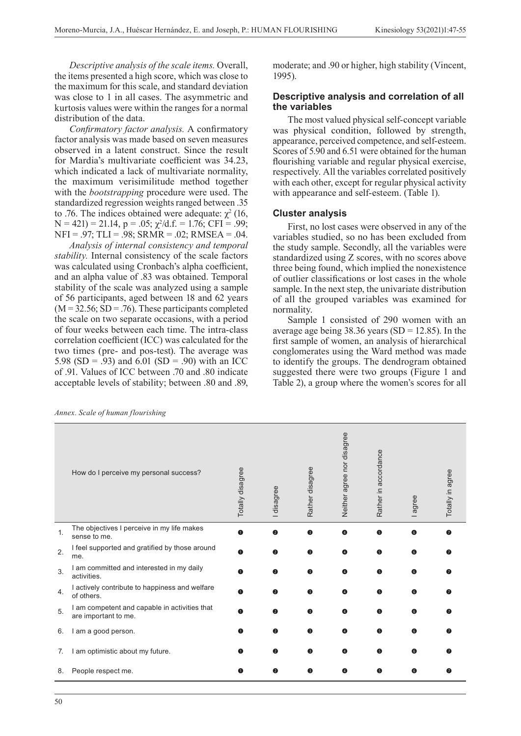*Descriptive analysis of the scale items.* Overall, the items presented a high score, which was close to the maximum for this scale, and standard deviation was close to 1 in all cases. The asymmetric and kurtosis values were within the ranges for a normal distribution of the data.

*Confirmatory factor analysis.* A confirmatory factor analysis was made based on seven measures observed in a latent construct. Since the result for Mardia's multivariate coefficient was 34.23, which indicated a lack of multivariate normality, the maximum verisimilitude method together with the *bootstrapping* procedure were used. The standardized regression weights ranged between .35 to .76. The indices obtained were adequate: $\chi^2$ (16, N = 421) = 21.14, p = .05; $\chi^2$/d.f. = 1.76; CFI = .99; NFI = .97; TLI = .98; SRMR = .02; RMSEA = .04.

*Analysis of internal consistency and temporal stability.* Internal consistency of the scale factors was calculated using Cronbach's alpha coefficient, and an alpha value of .83 was obtained. Temporal stability of the scale was analyzed using a sample of 56 participants, aged between 18 and 62 years (M = 32.56; SD = .76). These participants completed the scale on two separate occasions, with a period of four weeks between each time. The intra-class correlation coefficient (ICC) was calculated for the two times (pre- and pos-test). The average was 5.98 (SD = .93) and 6.01 (SD = .90) with an ICC of .91. Values of ICC between .70 and .80 indicate acceptable levels of stability; between .80 and .89, moderate; and .90 or higher, high stability (Vincent, 1995).

## Descriptive analysis and correlation of all the variables

The most valued physical self-concept variable was physical condition, followed by strength, appearance, perceived competence, and self-esteem. Scores of 5.90 and 6.51 were obtained for the human flourishing variable and regular physical exercise, respectively. All the variables correlated positively with each other, except for regular physical activity with appearance and self-esteem. (Table 1).

## Cluster analysis

First, no lost cases were observed in any of the variables studied, so no has been excluded from the study sample. Secondly, all the variables were standardized using Z scores, with no scores above three being found, which implied the nonexistence of outlier classifications or lost cases in the whole sample. In the next step, the univariate distribution of all the grouped variables was examined for normality.

Sample 1 consisted of 290 women with an average age being 38.36 years (SD = 12.85). In the first sample of women, an analysis of hierarchical conglomerates using the Ward method was made to identify the groups. The dendrogram obtained suggested there were two groups (Figure 1 and Table 2), a group where the women's scores for all

*Annex. Scale of human flourishing*

| | How do I perceive my personal success? | Totally disagree | I disagree | Rather disagree | Neither agree nor disagree | Rather in accordance | I agree | Totally in agree |
|---|---|---|---|---|---|---|---|---|
| 1. | The objectives I perceive in my life makes sense to me. | 1 | 2 | 3 | 4 | 5 | 6 | 7 |
| 2. | I feel supported and gratified by those around me. | 1 | 2 | 3 | 4 | 5 | 6 | 7 |
| 3. | I am committed and interested in my daily activities. | 1 | 2 | 3 | 4 | 5 | 6 | 7 |
| 4. | I actively contribute to happiness and welfare of others. | 1 | 2 | 3 | 4 | 5 | 6 | 7 |
| 5. | I am competent and capable in activities that are important to me. | 1 | 2 | 3 | 4 | 5 | 6 | 7 |
| 6. | I am a good person. | 1 | 2 | 3 | 4 | 5 | 6 | 7 |
| 7. | I am optimistic about my future. | 1 | 2 | 3 | 4 | 5 | 6 | 7 |
| 8. | People respect me. | 1 | 2 | 3 | 4 | 5 | 6 | 7 |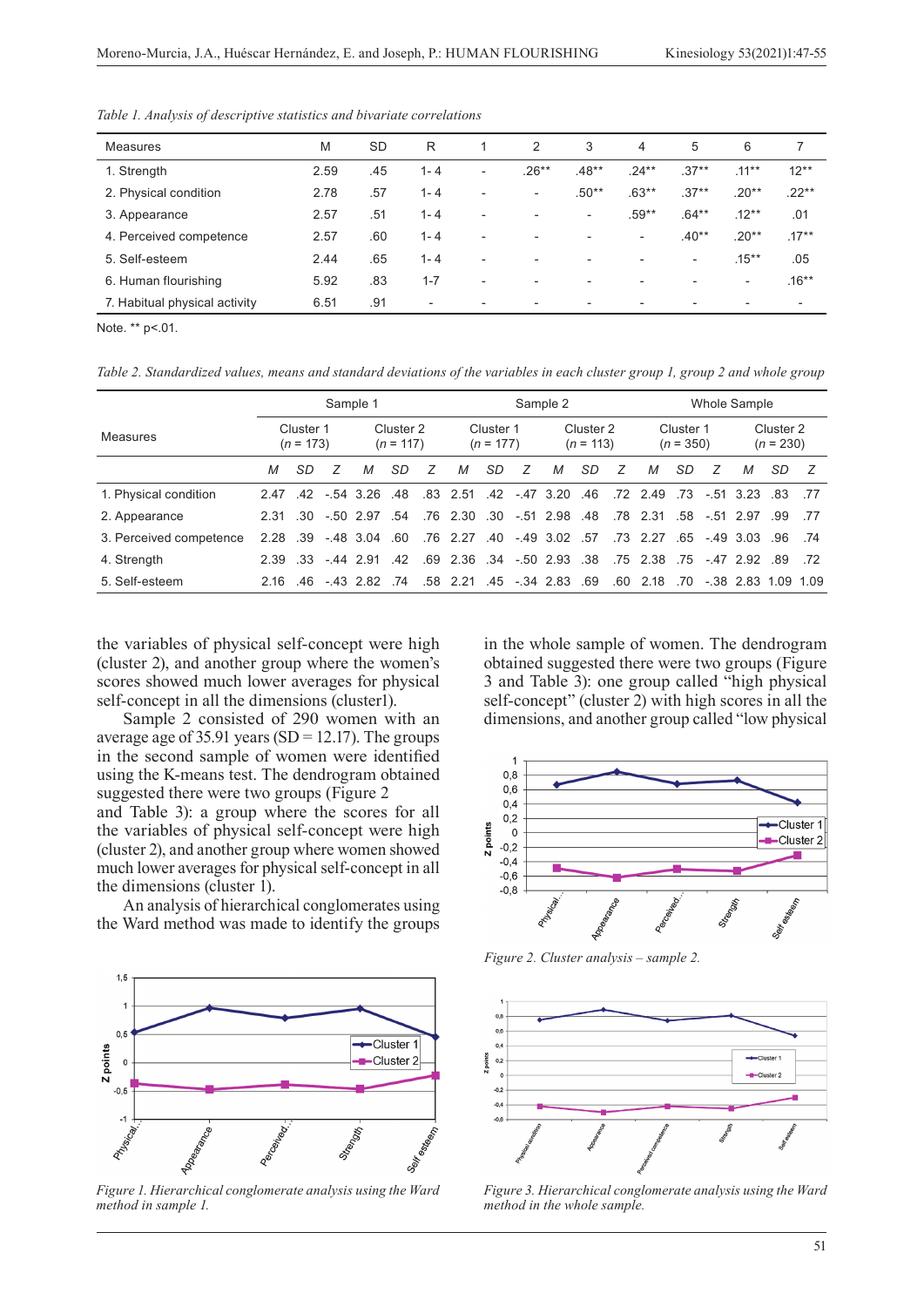*Table 1. Analysis of descriptive statistics and bivariate correlations*

| Measures | M | SD | R | 1 | 2 | 3 | 4 | 5 | 6 | 7 |
|---|---|---|---|---|---|---|---|---|---|---|
| 1. Strength | 2.59 | .45 | 1- 4 | - | .26** | .48** | .24** | .37** | .11** | 12** |
| 2. Physical condition | 2.78 | .57 | 1- 4 | - | - | .50** | .63** | .37** | .20** | .22** |
| 3. Appearance | 2.57 | .51 | 1- 4 | - | - | - | .59** | .64** | .12** | .01 |
| 4. Perceived competence | 2.57 | .60 | 1- 4 | - | - | - | - | .40** | .20** | .17** |
| 5. Self-esteem | 2.44 | .65 | 1- 4 | - | - | - | - | - | .15** | .05 |
| 6. Human flourishing | 5.92 | .83 | 1-7 | - | - | - | - | - | - | .16** |
| 7. Habitual physical activity | 6.51 | .91 | - | - | - | - | - | - | - | - |

Note. ** p<.01.

*Table 2. Standardized values, means and standard deviations of the variables in each cluster group 1, group 2 and whole group*

| Measures | Sample 1 | | | | | | Sample 2 | | | | | | Whole Sample | | | | | |
|---|---|---|---|---|---|---|---|---|---|---|---|---|---|---|---|---|---|---|
| | Cluster 1 (*n* = 173) | | | Cluster 2 (*n* = 117) | | | Cluster 1 (*n* = 177) | | | Cluster 2 (*n* = 113) | | | Cluster 1 (*n* = 350) | | | Cluster 2 (*n* = 230) | | |
| | *M* | *SD* | *Z* | *M* | *SD* | *Z* | *M* | *SD* | *Z* | *M* | *SD* | *Z* | *M* | *SD* | *Z* | *M* | *SD* | *Z* |
| 1. Physical condition | 2.47 | .42 | -.54 | 3.26 | .48 | .83 | 2.51 | .42 | -.47 | 3.20 | .46 | .72 | 2.49 | .73 | -.51 | 3.23 | .83 | .77 |
| 2. Appearance | 2.31 | .30 | -.50 | 2.97 | .54 | .76 | 2.30 | .30 | -.51 | 2.98 | .48 | .78 | 2.31 | .58 | -.51 | 2.97 | .99 | .77 |
| 3. Perceived competence | 2.28 | .39 | -.48 | 3.04 | .60 | .76 | 2.27 | .40 | -.49 | 3.02 | .57 | .73 | 2.27 | .65 | -.49 | 3.03 | .96 | .74 |
| 4. Strength | 2.39 | .33 | -.44 | 2.91 | .42 | .69 | 2.36 | .34 | -.50 | 2.93 | .38 | .75 | 2.38 | .75 | -.47 | 2.92 | .89 | .72 |
| 5. Self-esteem | 2.16 | .46 | -.43 | 2.82 | .74 | .58 | 2.21 | .45 | -.34 | 2.83 | .69 | .60 | 2.18 | .70 | -.38 | 2.83 | 1.09 | 1.09 |

the variables of physical self-concept were high (cluster 2), and another group where the women's scores showed much lower averages for physical self-concept in all the dimensions (cluster1).

Sample 2 consisted of 290 women with an average age of 35.91 years (SD = 12.17). The groups in the second sample of women were identified using the K-means test. The dendrogram obtained suggested there were two groups (Figure 2 and Table 3): a group where the scores for all the variables of physical self-concept were high (cluster 2), and another group where women showed much lower averages for physical self-concept in all the dimensions (cluster 1).

An analysis of hierarchical conglomerates using the Ward method was made to identify the groups in the whole sample of women. The dendrogram obtained suggested there were two groups (Figure 3 and Table 3): one group called "high physical self-concept" (cluster 2) with high scores in all the dimensions, and another group called "low physical

*Figure 1. Hierarchical conglomerate analysis using the Ward method in sample 1.*

*Figure 2. Cluster analysis – sample 2.*

*Figure 3. Hierarchical conglomerate analysis using the Ward method in the whole sample.*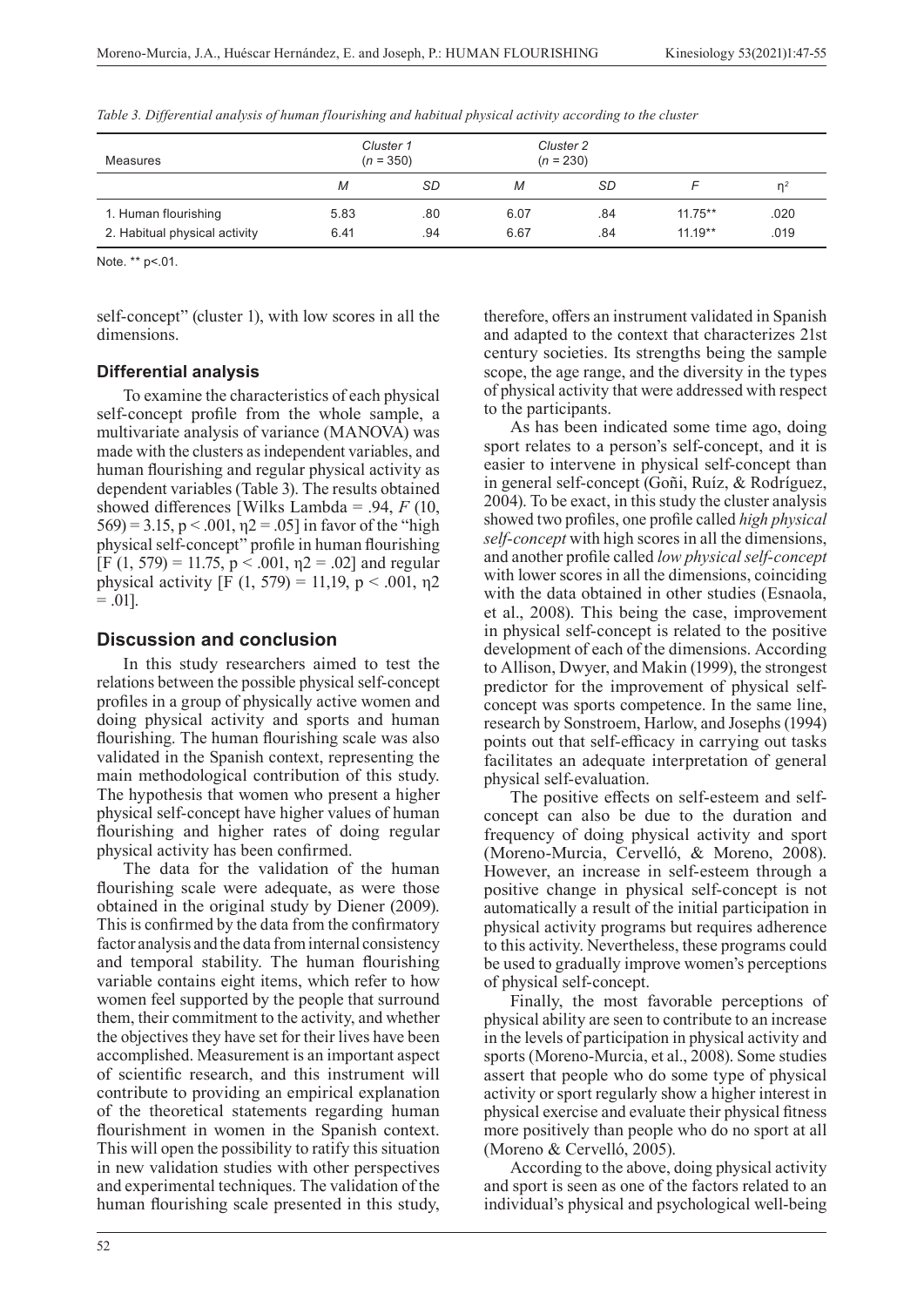*Table 3. Differential analysis of human flourishing and habitual physical activity according to the cluster*

| Measures | Cluster 1 ($n$ = 350) | | Cluster 2 ($n$ = 230) | | | |
|---|---|---|---|---|---|---|
| | *M* | *SD* | *M* | *SD* | *F* | $\eta^2$ |
| 1. Human flourishing | 5.83 | .80 | 6.07 | .84 | 11.75** | .020 |
| 2. Habitual physical activity | 6.41 | .94 | 6.67 | .84 | 11.19** | .019 |

Note. ** p<.01.

self-concept" (cluster 1), with low scores in all the dimensions.

### Differential analysis

To examine the characteristics of each physical self-concept profile from the whole sample, a multivariate analysis of variance (MANOVA) was made with the clusters as independent variables, and human flourishing and regular physical activity as dependent variables (Table 3). The results obtained showed differences [Wilks Lambda = .94, $F$ (10, 569) = 3.15, $p < .001$, $\eta^2 = .05$] in favor of the "high physical self-concept" profile in human flourishing [F (1, 579) = 11.75, $p < .001$, $\eta^2 = .02$] and regular physical activity [F (1, 579) = 11,19, $p < .001$, $\eta^2 = .01$].

## Discussion and conclusion

In this study researchers aimed to test the relations between the possible physical self-concept profiles in a group of physically active women and doing physical activity and sports and human flourishing. The human flourishing scale was also validated in the Spanish context, representing the main methodological contribution of this study. The hypothesis that women who present a higher physical self-concept have higher values of human flourishing and higher rates of doing regular physical activity has been confirmed.

The data for the validation of the human flourishing scale were adequate, as were those obtained in the original study by Diener (2009). This is confirmed by the data from the confirmatory factor analysis and the data from internal consistency and temporal stability. The human flourishing variable contains eight items, which refer to how women feel supported by the people that surround them, their commitment to the activity, and whether the objectives they have set for their lives have been accomplished. Measurement is an important aspect of scientific research, and this instrument will contribute to providing an empirical explanation of the theoretical statements regarding human flourishment in women in the Spanish context. This will open the possibility to ratify this situation in new validation studies with other perspectives and experimental techniques. The validation of the human flourishing scale presented in this study, therefore, offers an instrument validated in Spanish and adapted to the context that characterizes 21st century societies. Its strengths being the sample scope, the age range, and the diversity in the types of physical activity that were addressed with respect to the participants.

As has been indicated some time ago, doing sport relates to a person's self-concept, and it is easier to intervene in physical self-concept than in general self-concept (Goñi, Ruíz, & Rodríguez, 2004). To be exact, in this study the cluster analysis showed two profiles, one profile called *high physical self-concept* with high scores in all the dimensions, and another profile called *low physical self-concept* with lower scores in all the dimensions, coinciding with the data obtained in other studies (Esnaola, et al., 2008). This being the case, improvement in physical self-concept is related to the positive development of each of the dimensions. According to Allison, Dwyer, and Makin (1999), the strongest predictor for the improvement of physical self-concept was sports competence. In the same line, research by Sonstroem, Harlow, and Josephs (1994) points out that self-efficacy in carrying out tasks facilitates an adequate interpretation of general physical self-evaluation.

The positive effects on self-esteem and self-concept can also be due to the duration and frequency of doing physical activity and sport (Moreno-Murcia, Cervelló, & Moreno, 2008). However, an increase in self-esteem through a positive change in physical self-concept is not automatically a result of the initial participation in physical activity programs but requires adherence to this activity. Nevertheless, these programs could be used to gradually improve women's perceptions of physical self-concept.

Finally, the most favorable perceptions of physical ability are seen to contribute to an increase in the levels of participation in physical activity and sports (Moreno-Murcia, et al., 2008). Some studies assert that people who do some type of physical activity or sport regularly show a higher interest in physical exercise and evaluate their physical fitness more positively than people who do no sport at all (Moreno & Cervelló, 2005).

According to the above, doing physical activity and sport is seen as one of the factors related to an individual's physical and psychological well-being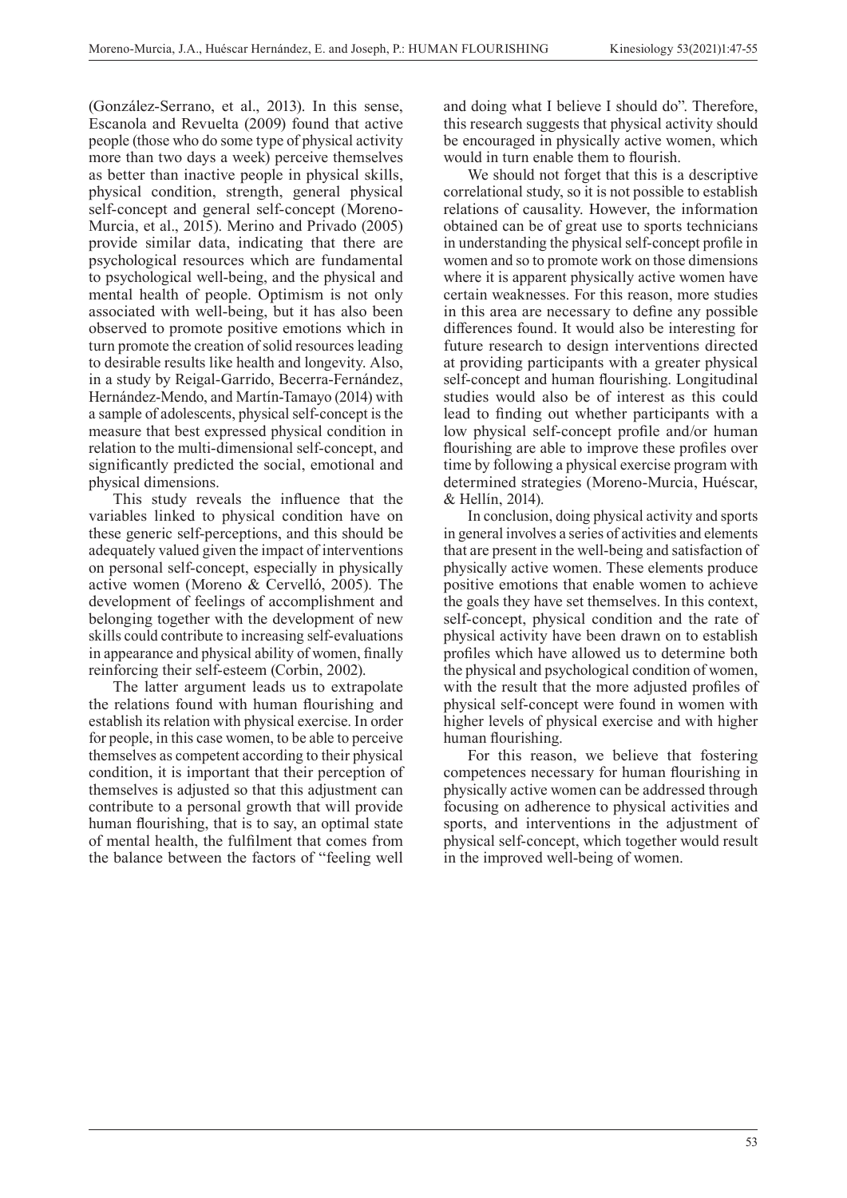(González-Serrano, et al., 2013). In this sense, Escanola and Revuelta (2009) found that active people (those who do some type of physical activity more than two days a week) perceive themselves as better than inactive people in physical skills, physical condition, strength, general physical self-concept and general self-concept (Moreno-Murcia, et al., 2015). Merino and Privado (2005) provide similar data, indicating that there are psychological resources which are fundamental to psychological well-being, and the physical and mental health of people. Optimism is not only associated with well-being, but it has also been observed to promote positive emotions which in turn promote the creation of solid resources leading to desirable results like health and longevity. Also, in a study by Reigal-Garrido, Becerra-Fernández, Hernández-Mendo, and Martín-Tamayo (2014) with a sample of adolescents, physical self-concept is the measure that best expressed physical condition in relation to the multi-dimensional self-concept, and significantly predicted the social, emotional and physical dimensions.

This study reveals the influence that the variables linked to physical condition have on these generic self-perceptions, and this should be adequately valued given the impact of interventions on personal self-concept, especially in physically active women (Moreno & Cervelló, 2005). The development of feelings of accomplishment and belonging together with the development of new skills could contribute to increasing self-evaluations in appearance and physical ability of women, finally reinforcing their self-esteem (Corbin, 2002).

The latter argument leads us to extrapolate the relations found with human flourishing and establish its relation with physical exercise. In order for people, in this case women, to be able to perceive themselves as competent according to their physical condition, it is important that their perception of themselves is adjusted so that this adjustment can contribute to a personal growth that will provide human flourishing, that is to say, an optimal state of mental health, the fulfilment that comes from the balance between the factors of "feeling well and doing what I believe I should do". Therefore, this research suggests that physical activity should be encouraged in physically active women, which would in turn enable them to flourish.

We should not forget that this is a descriptive correlational study, so it is not possible to establish relations of causality. However, the information obtained can be of great use to sports technicians in understanding the physical self-concept profile in women and so to promote work on those dimensions where it is apparent physically active women have certain weaknesses. For this reason, more studies in this area are necessary to define any possible differences found. It would also be interesting for future research to design interventions directed at providing participants with a greater physical self-concept and human flourishing. Longitudinal studies would also be of interest as this could lead to finding out whether participants with a low physical self-concept profile and/or human flourishing are able to improve these profiles over time by following a physical exercise program with determined strategies (Moreno-Murcia, Huéscar, & Hellín, 2014).

In conclusion, doing physical activity and sports in general involves a series of activities and elements that are present in the well-being and satisfaction of physically active women. These elements produce positive emotions that enable women to achieve the goals they have set themselves. In this context, self-concept, physical condition and the rate of physical activity have been drawn on to establish profiles which have allowed us to determine both the physical and psychological condition of women, with the result that the more adjusted profiles of physical self-concept were found in women with higher levels of physical exercise and with higher human flourishing.

For this reason, we believe that fostering competences necessary for human flourishing in physically active women can be addressed through focusing on adherence to physical activities and sports, and interventions in the adjustment of physical self-concept, which together would result in the improved well-being of women.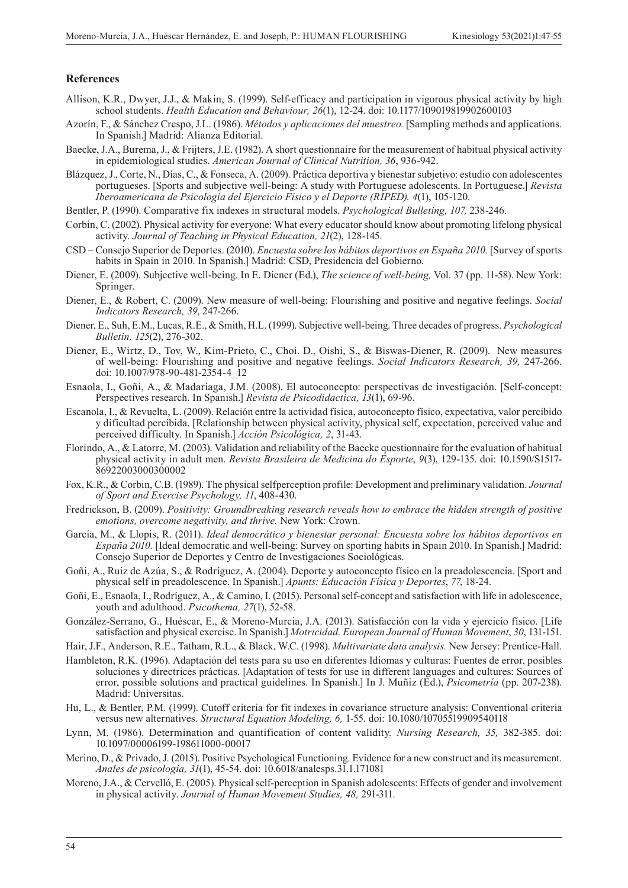## References

Allison, K.R., Dwyer, J.J., & Makin, S. (1999). Self-efficacy and participation in vigorous physical activity by high school students. *Health Education and Behaviour, 26*(1), 12-24. doi: 10.1177/109019819902600103

Azorín, F., & Sánchez Crespo, J.L. (1986). *Métodos y aplicaciones del muestreo.* [Sampling methods and applications. In Spanish.] Madrid: Alianza Editorial.

Baecke, J.A., Burema, J., & Frijters, J.E. (1982). A short questionnaire for the measurement of habitual physical activity in epidemiological studies. *American Journal of Clinical Nutrition, 36*, 936-942.

Blázquez, J., Corte, N., Días, C., & Fonseca, A. (2009). Práctica deportiva y bienestar subjetivo: estudio con adolescentes portugueses. [Sports and subjective well-being: A study with Portuguese adolescents. In Portuguese.] *Revista Iberoamericana de Psicología del Ejercicio Físico y el Deporte (RIPED). 4*(1), 105-120.

Bentler, P. (1990). Comparative fix indexes in structural models. *Psychological Bulleting, 107,* 238-246.

Corbin, C. (2002). Physical activity for everyone: What every educator should know about promoting lifelong physical activity. *Journal of Teaching in Physical Education, 21*(2), 128-145.

CSD – Consejo Superior de Deportes. (2010). *Encuesta sobre los hábitos deportivos en España 2010.* [Survey of sports habits in Spain in 2010. In Spanish.] Madrid: CSD, Presidencia del Gobierno.

Diener, E. (2009). Subjective well-being. In E. Diener (Ed.), *The science of well-being,* Vol. 37 (pp. 11-58). New York: Springer.

Diener, E., & Robert, C. (2009). New measure of well-being: Flourishing and positive and negative feelings. *Social Indicators Research, 39*, 247-266.

Diener, E., Suh, E.M., Lucas, R.E., & Smith, H.L. (1999). Subjective well-being. Three decades of progress. *Psychological Bulletin, 125*(2), 276-302.

Diener, E., Wirtz, D., Tov, W., Kim-Prieto, C., Choi. D., Oishi, S., & Biswas-Diener, R. (2009). New measures of well-being: Flourishing and positive and negative feelings. *Social Indicators Research, 39,* 247-266. doi: 10.1007/978-90-481-2354-4_12

Esnaola, I., Goñi, A., & Madariaga, J.M. (2008). El autoconcepto: perspectivas de investigación. [Self-concept: Perspectives research. In Spanish.] *Revista de Psicodidactica, 13*(1), 69-96.

Escanola, I., & Revuelta, L. (2009). Relación entre la actividad física, autoconcepto físico, expectativa, valor percibido y dificultad percibida. [Relationship between physical activity, physical self, expectation, perceived value and perceived difficulty. In Spanish.] *Acción Psicológica, 2*, 31-43.

Florindo, A., & Latorre, M. (2003). Validation and reliability of the Baecke questionnaire for the evaluation of habitual physical activity in adult men. *Revista Brasileira de Medicina do Esporte*, *9*(3), 129-135. doi: 10.1590/S1517-86922003000300002

Fox, K.R., & Corbin, C.B. (1989). The physical selfperception profile: Development and preliminary validation. *Journal of Sport and Exercise Psychology, 11*, 408-430.

Fredrickson, B. (2009). *Positivity: Groundbreaking research reveals how to embrace the hidden strength of positive emotions, overcome negativity, and thrive.* New York: Crown.

García, M., & Llopis, R. (2011). *Ideal democrático y bienestar personal: Encuesta sobre los hábitos deportivos en España 2010.* [Ideal democratic and well-being: Survey on sporting habits in Spain 2010. In Spanish.] Madrid: Consejo Superior de Deportes y Centro de Investigaciones Sociológicas.

Goñi, A., Ruiz de Azúa, S., & Rodríguez, A. (2004). Deporte y autoconcepto físico en la preadolescencia. [Sport and physical self in preadolescence. In Spanish.] *Apunts: Educación Física y Deportes*, *77*, 18-24.

Goñi, E., Esnaola, I., Rodríguez, A., & Camino, I. (2015). Personal self-concept and satisfaction with life in adolescence, youth and adulthood. *Psicothema, 27*(1), 52-58.

González-Serrano, G., Huéscar, E., & Moreno-Murcia, J.A. (2013). Satisfacción con la vida y ejercicio físico. [Life satisfaction and physical exercise. In Spanish.] *Motricidad. European Journal of Human Movement*, *30*, 131-151.

Hair, J.F., Anderson, R.E., Tatham, R.L., & Black, W.C. (1998). *Multivariate data analysis.* New Jersey: Prentice-Hall.

Hambleton, R.K. (1996). Adaptación del tests para su uso en diferentes Idiomas y culturas: Fuentes de error, posibles soluciones y directrices prácticas. [Adaptation of tests for use in different languages and cultures: Sources of error, possible solutions and practical guidelines. In Spanish.] In J. Muñiz (Ed.), *Psicometría* (pp. 207-238). Madrid: Universitas.

Hu, L., & Bentler, P.M. (1999). Cutoff criteria for fit indexes in covariance structure analysis: Conventional criteria versus new alternatives. *Structural Equation Modeling, 6,* 1-55. doi: 10.1080/10705519909540118

Lynn, M. (1986). Determination and quantification of content validity. *Nursing Research, 35,* 382-385. doi: 10.1097/00006199-198611000-00017

Merino, D., & Privado, J. (2015). Positive Psychological Functioning. Evidence for a new construct and its measurement. *Anales de psicología, 31*(1), 45-54. doi: 10.6018/analesps.31.1.171081

Moreno, J.A., & Cervelló, E. (2005). Physical self-perception in Spanish adolescents: Effects of gender and involvement in physical activity. *Journal of Human Movement Studies, 48,* 291-311.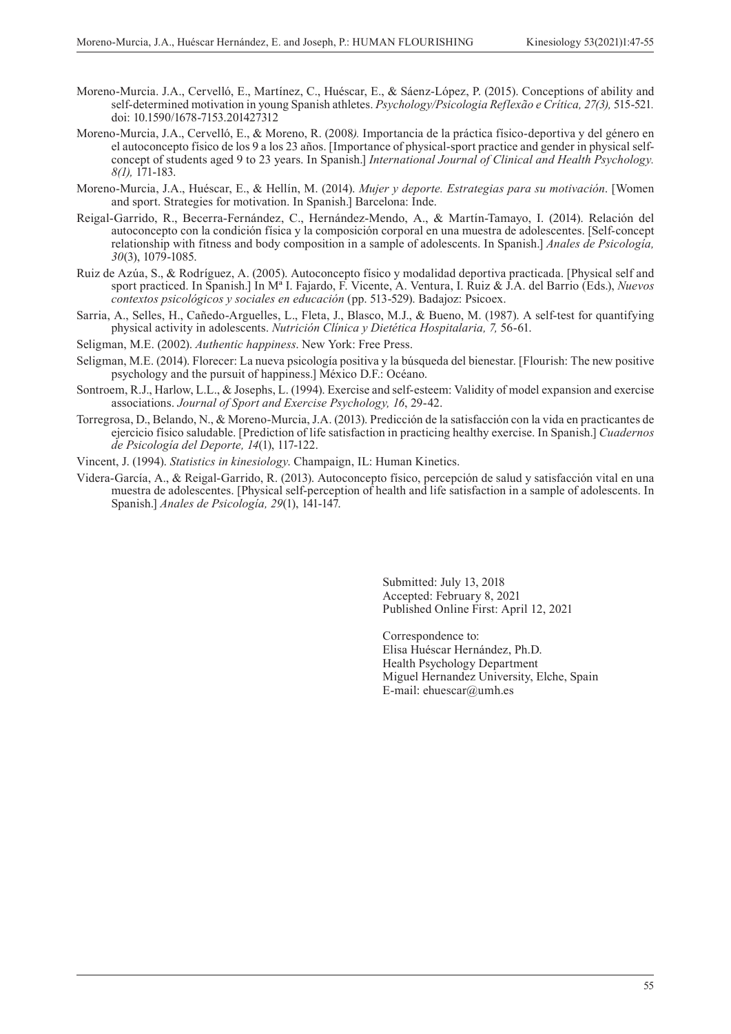Moreno-Murcia. J.A., Cervelló, E., Martínez, C., Huéscar, E., & Sáenz-López, P. (2015). Conceptions of ability and self-determined motivation in young Spanish athletes. *Psychology/Psicologia Reflexão e Crítica, 27(3),* 515-521. doi: 10.1590/1678-7153.201427312

Moreno-Murcia, J.A., Cervelló, E., & Moreno, R. (2008*).* Importancia de la práctica físico-deportiva y del género en el autoconcepto físico de los 9 a los 23 años. [Importance of physical-sport practice and gender in physical self-concept of students aged 9 to 23 years. In Spanish.] *International Journal of Clinical and Health Psychology. 8(1),* 171-183.

Moreno-Murcia, J.A., Huéscar, E., & Hellín, M. (2014). *Mujer y deporte. Estrategias para su motivación*. [Women and sport. Strategies for motivation. In Spanish.] Barcelona: Inde.

Reigal-Garrido, R., Becerra-Fernández, C., Hernández-Mendo, A., & Martín-Tamayo, I. (2014). Relación del autoconcepto con la condición física y la composición corporal en una muestra de adolescentes. [Self-concept relationship with fitness and body composition in a sample of adolescents. In Spanish.] *Anales de Psicología, 30*(3), 1079-1085.

Ruiz de Azúa, S., & Rodríguez, A. (2005). Autoconcepto físico y modalidad deportiva practicada. [Physical self and sport practiced. In Spanish.] In Mª I. Fajardo, F. Vicente, A. Ventura, I. Ruiz & J.A. del Barrio (Eds.), *Nuevos contextos psicológicos y sociales en educación* (pp. 513-529). Badajoz: Psicoex.

Sarria, A., Selles, H., Cañedo-Arguelles, L., Fleta, J., Blasco, M.J., & Bueno, M. (1987). A self-test for quantifying physical activity in adolescents. *Nutrición Clínica y Dietética Hospitalaria, 7,* 56-61.

Seligman, M.E. (2002). *Authentic happiness*. New York: Free Press.

Seligman, M.E. (2014). Florecer: La nueva psicología positiva y la búsqueda del bienestar. [Flourish: The new positive psychology and the pursuit of happiness.] México D.F.: Océano.

Sontroem, R.J., Harlow, L.L., & Josephs, L. (1994). Exercise and self-esteem: Validity of model expansion and exercise associations. *Journal of Sport and Exercise Psychology, 16*, 29-42.

Torregrosa, D., Belando, N., & Moreno-Murcia, J.A. (2013). Predicción de la satisfacción con la vida en practicantes de ejercicio físico saludable. [Prediction of life satisfaction in practicing healthy exercise. In Spanish.] *Cuadernos de Psicología del Deporte, 14*(1), 117-122.

Vincent, J. (1994). *Statistics in kinesiology*. Champaign, IL: Human Kinetics.

Videra-García, A., & Reigal-Garrido, R. (2013). Autoconcepto físico, percepción de salud y satisfacción vital en una muestra de adolescentes. [Physical self-perception of health and life satisfaction in a sample of adolescents. In Spanish.] *Anales de Psicología, 29*(1), 141-147.

Submitted: July 13, 2018
Accepted: February 8, 2021
Published Online First: April 12, 2021

Correspondence to:
Elisa Huéscar Hernández, Ph.D.
Health Psychology Department
Miguel Hernandez University, Elche, Spain
E-mail: ehuescar@umh.es